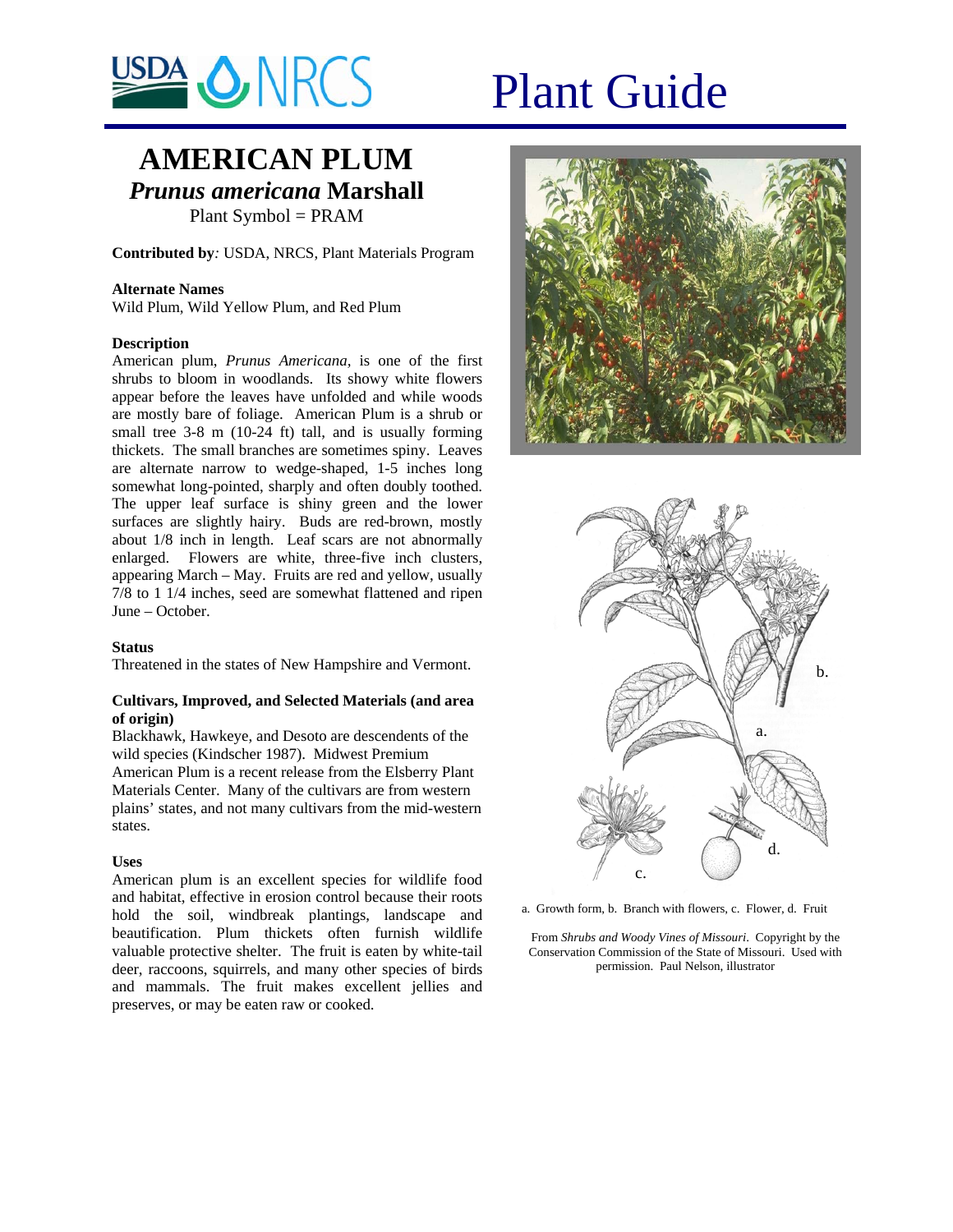# Plant Guide

## AMERICAN PLUM
## *Prunus americana* Marshall

Plant Symbol = PRAM

**Contributed by**: USDA, NRCS, Plant Materials Program

### Alternate Names

Wild Plum, Wild Yellow Plum, and Red Plum

### Description

American plum, *Prunus Americana*, is one of the first shrubs to bloom in woodlands. Its showy white flowers appear before the leaves have unfolded and while woods are mostly bare of foliage. American Plum is a shrub or small tree 3-8 m (10-24 ft) tall, and is usually forming thickets. The small branches are sometimes spiny. Leaves are alternate narrow to wedge-shaped, 1-5 inches long somewhat long-pointed, sharply and often doubly toothed. The upper leaf surface is shiny green and the lower surfaces are slightly hairy. Buds are red-brown, mostly about 1/8 inch in length. Leaf scars are not abnormally enlarged. Flowers are white, three-five inch clusters, appearing March – May. Fruits are red and yellow, usually 7/8 to 1 1/4 inches, seed are somewhat flattened and ripen June – October.

### Status

Threatened in the states of New Hampshire and Vermont.

### Cultivars, Improved, and Selected Materials (and area of origin)

Blackhawk, Hawkeye, and Desoto are descendents of the wild species (Kindscher 1987). Midwest Premium American Plum is a recent release from the Elsberry Plant Materials Center. Many of the cultivars are from western plains' states, and not many cultivars from the mid-western states.

### Uses

American plum is an excellent species for wildlife food and habitat, effective in erosion control because their roots hold the soil, windbreak plantings, landscape and beautification. Plum thickets often furnish wildlife valuable protective shelter. The fruit is eaten by white-tail deer, raccoons, squirrels, and many other species of birds and mammals. The fruit makes excellent jellies and preserves, or may be eaten raw or cooked.

a. Growth form, b. Branch with flowers, c. Flower, d. Fruit

From *Shrubs and Woody Vines of Missouri*. Copyright by the Conservation Commission of the State of Missouri. Used with permission. Paul Nelson, illustrator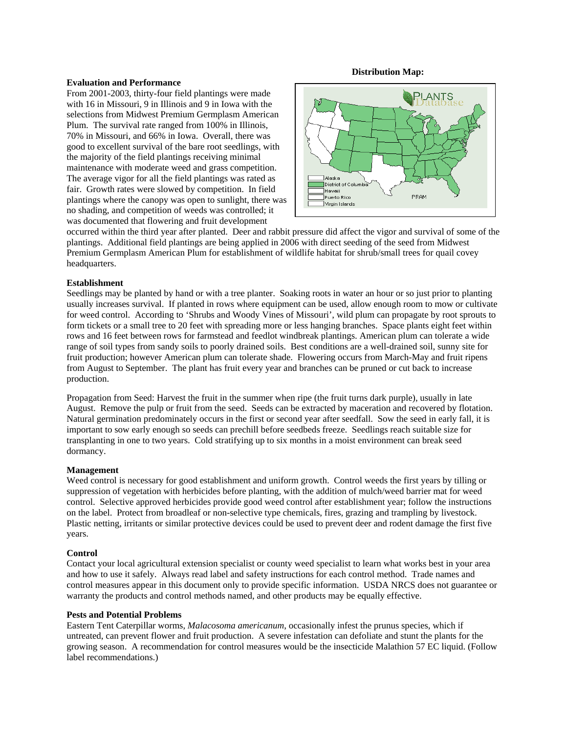## Evaluation and Performance

From 2001-2003, thirty-four field plantings were made with 16 in Missouri, 9 in Illinois and 9 in Iowa with the selections from Midwest Premium Germplasm American Plum. The survival rate ranged from 100% in Illinois, 70% in Missouri, and 66% in Iowa. Overall, there was good to excellent survival of the bare root seedlings, with the majority of the field plantings receiving minimal maintenance with moderate weed and grass competition. The average vigor for all the field plantings was rated as fair. Growth rates were slowed by competition. In field plantings where the canopy was open to sunlight, there was no shading, and competition of weeds was controlled; it was documented that flowering and fruit development occurred within the third year after planted. Deer and rabbit pressure did affect the vigor and survival of some of the plantings. Additional field plantings are being applied in 2006 with direct seeding of the seed from Midwest Premium Germplasm American Plum for establishment of wildlife habitat for shrub/small trees for quail covey headquarters.

**Distribution Map:**

## Establishment

Seedlings may be planted by hand or with a tree planter. Soaking roots in water an hour or so just prior to planting usually increases survival. If planted in rows where equipment can be used, allow enough room to mow or cultivate for weed control. According to 'Shrubs and Woody Vines of Missouri', wild plum can propagate by root sprouts to form tickets or a small tree to 20 feet with spreading more or less hanging branches. Space plants eight feet within rows and 16 feet between rows for farmstead and feedlot windbreak plantings. American plum can tolerate a wide range of soil types from sandy soils to poorly drained soils. Best conditions are a well-drained soil, sunny site for fruit production; however American plum can tolerate shade. Flowering occurs from March-May and fruit ripens from August to September. The plant has fruit every year and branches can be pruned or cut back to increase production.

Propagation from Seed: Harvest the fruit in the summer when ripe (the fruit turns dark purple), usually in late August. Remove the pulp or fruit from the seed. Seeds can be extracted by maceration and recovered by flotation. Natural germination predominately occurs in the first or second year after seedfall. Sow the seed in early fall, it is important to sow early enough so seeds can prechill before seedbeds freeze. Seedlings reach suitable size for transplanting in one to two years. Cold stratifying up to six months in a moist environment can break seed dormancy.

## Management

Weed control is necessary for good establishment and uniform growth. Control weeds the first years by tilling or suppression of vegetation with herbicides before planting, with the addition of mulch/weed barrier mat for weed control. Selective approved herbicides provide good weed control after establishment year; follow the instructions on the label. Protect from broadleaf or non-selective type chemicals, fires, grazing and trampling by livestock. Plastic netting, irritants or similar protective devices could be used to prevent deer and rodent damage the first five years.

## Control

Contact your local agricultural extension specialist or county weed specialist to learn what works best in your area and how to use it safely. Always read label and safety instructions for each control method. Trade names and control measures appear in this document only to provide specific information. USDA NRCS does not guarantee or warranty the products and control methods named, and other products may be equally effective.

## Pests and Potential Problems

Eastern Tent Caterpillar worms, *Malacosoma americanum*, occasionally infest the prunus species, which if untreated, can prevent flower and fruit production. A severe infestation can defoliate and stunt the plants for the growing season. A recommendation for control measures would be the insecticide Malathion 57 EC liquid. (Follow label recommendations.)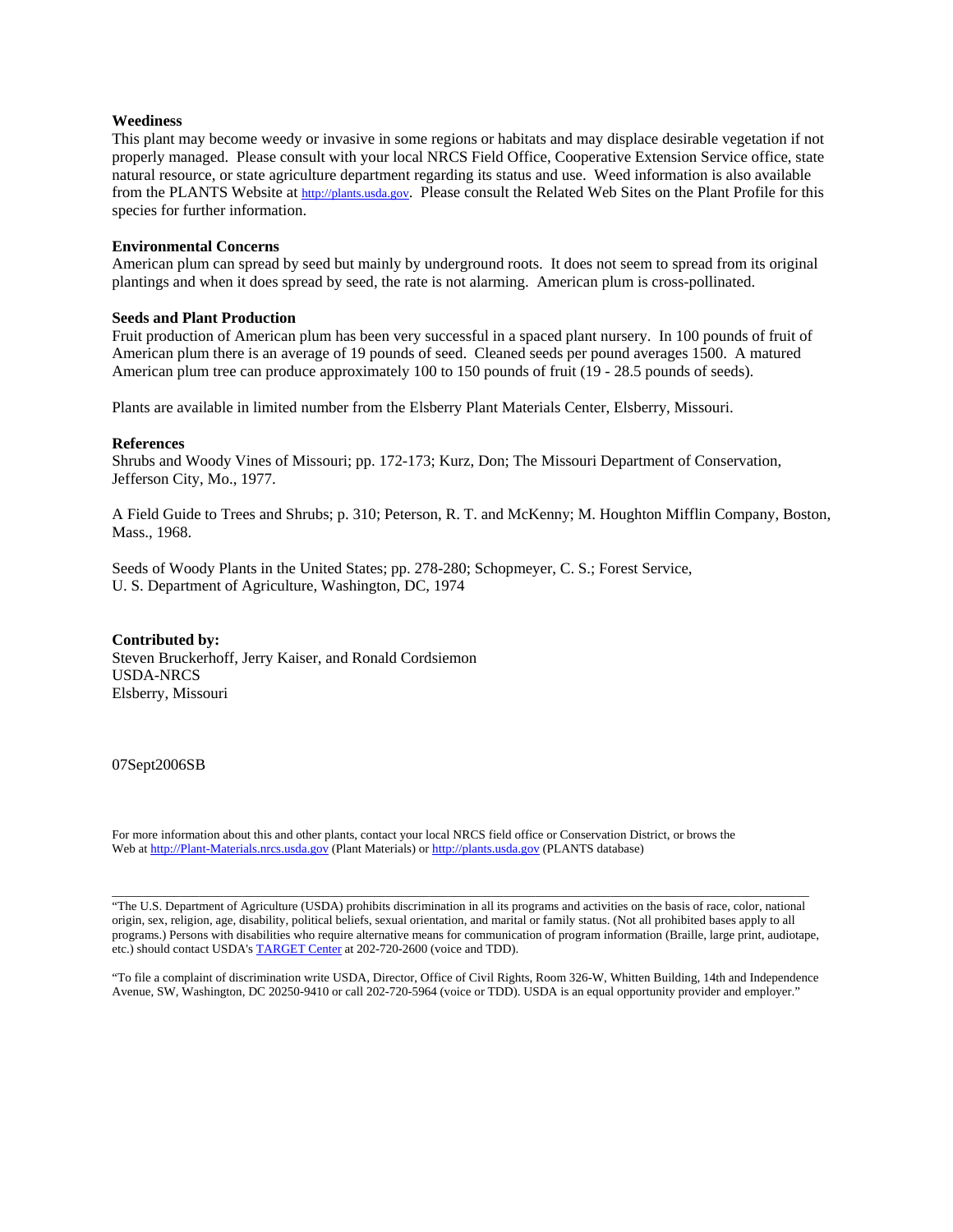**Weediness**
This plant may become weedy or invasive in some regions or habitats and may displace desirable vegetation if not properly managed. Please consult with your local NRCS Field Office, Cooperative Extension Service office, state natural resource, or state agriculture department regarding its status and use. Weed information is also available from the PLANTS Website at http://plants.usda.gov. Please consult the Related Web Sites on the Plant Profile for this species for further information.

**Environmental Concerns**
American plum can spread by seed but mainly by underground roots. It does not seem to spread from its original plantings and when it does spread by seed, the rate is not alarming. American plum is cross-pollinated.

**Seeds and Plant Production**
Fruit production of American plum has been very successful in a spaced plant nursery. In 100 pounds of fruit of American plum there is an average of 19 pounds of seed. Cleaned seeds per pound averages 1500. A matured American plum tree can produce approximately 100 to 150 pounds of fruit (19 - 28.5 pounds of seeds).

Plants are available in limited number from the Elsberry Plant Materials Center, Elsberry, Missouri.

**References**
Shrubs and Woody Vines of Missouri; pp. 172-173; Kurz, Don; The Missouri Department of Conservation, Jefferson City, Mo., 1977.

A Field Guide to Trees and Shrubs; p. 310; Peterson, R. T. and McKenny; M. Houghton Mifflin Company, Boston, Mass., 1968.

Seeds of Woody Plants in the United States; pp. 278-280; Schopmeyer, C. S.; Forest Service, U. S. Department of Agriculture, Washington, DC, 1974

**Contributed by:**
Steven Bruckerhoff, Jerry Kaiser, and Ronald Cordsiemon
USDA-NRCS
Elsberry, Missouri

07Sept2006SB

For more information about this and other plants, contact your local NRCS field office or Conservation District, or brows the Web at http://Plant-Materials.nrcs.usda.gov (Plant Materials) or http://plants.usda.gov (PLANTS database)

---

"The U.S. Department of Agriculture (USDA) prohibits discrimination in all its programs and activities on the basis of race, color, national origin, sex, religion, age, disability, political beliefs, sexual orientation, and marital or family status. (Not all prohibited bases apply to all programs.) Persons with disabilities who require alternative means for communication of program information (Braille, large print, audiotape, etc.) should contact USDA's TARGET Center at 202-720-2600 (voice and TDD).

"To file a complaint of discrimination write USDA, Director, Office of Civil Rights, Room 326-W, Whitten Building, 14th and Independence Avenue, SW, Washington, DC 20250-9410 or call 202-720-5964 (voice or TDD). USDA is an equal opportunity provider and employer."